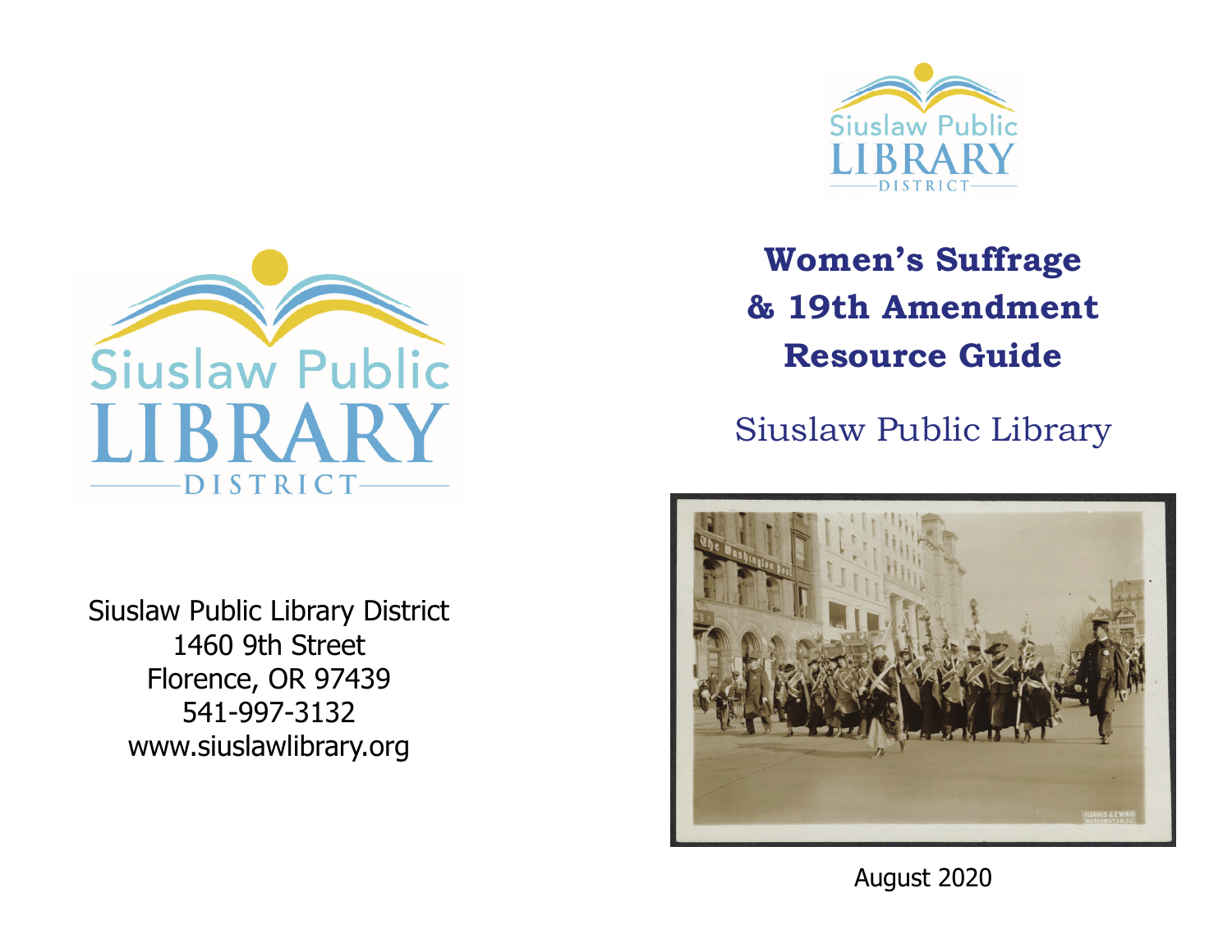Siuslaw Public Library District
1460 9th Street
Florence, OR 97439
541-997-3132
www.siuslawlibrary.org

# Women's Suffrage & 19th Amendment Resource Guide

Siuslaw Public Library

August 2020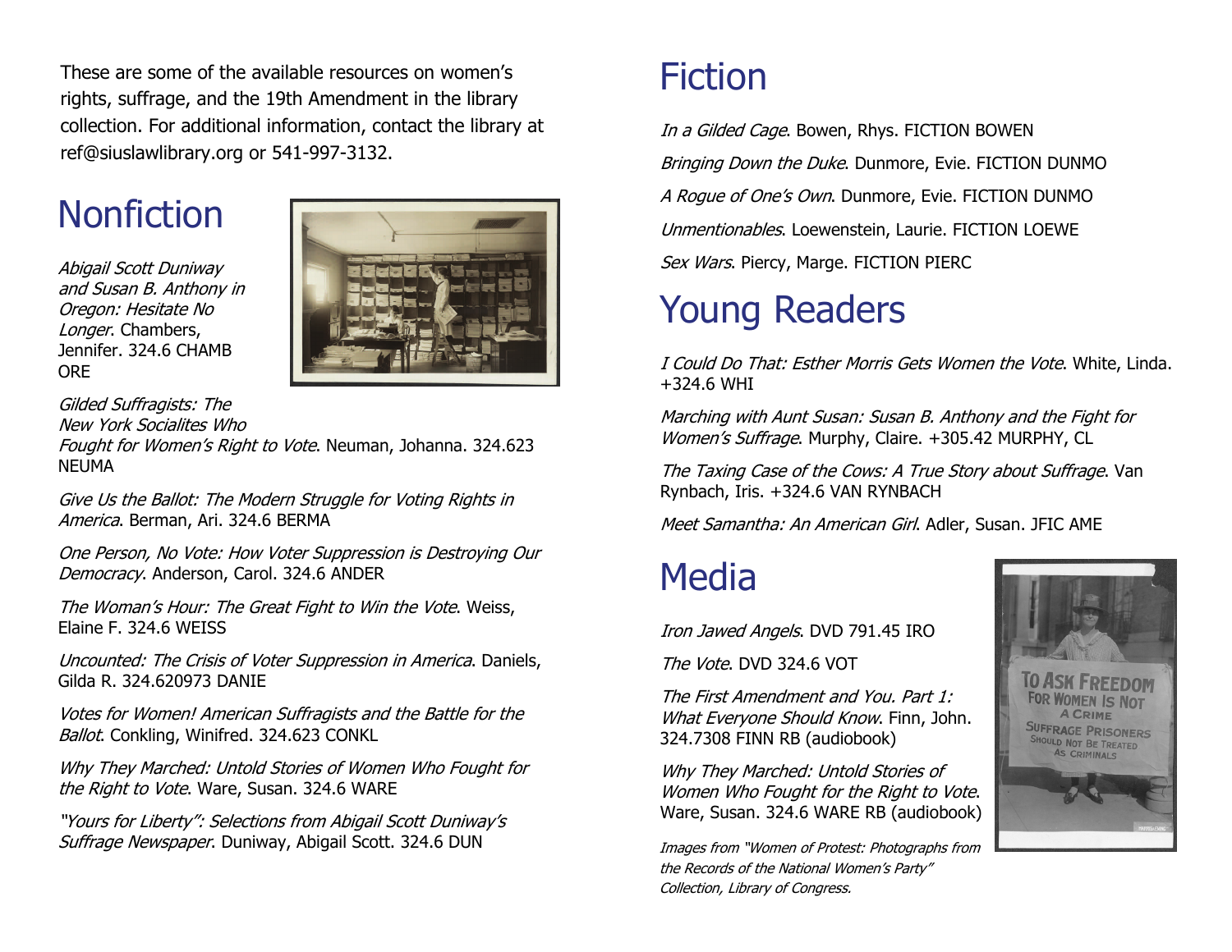These are some of the available resources on women's rights, suffrage, and the 19th Amendment in the library collection. For additional information, contact the library at ref@siuslawlibrary.org or 541-997-3132.

# Nonfiction

*Abigail Scott Duniway and Susan B. Anthony in Oregon: Hesitate No Longer*. Chambers, Jennifer. 324.6 CHAMB ORE

*Gilded Suffragists: The New York Socialites Who Fought for Women's Right to Vote*. Neuman, Johanna. 324.623 NEUMA

*Give Us the Ballot: The Modern Struggle for Voting Rights in America*. Berman, Ari. 324.6 BERMA

*One Person, No Vote: How Voter Suppression is Destroying Our Democracy*. Anderson, Carol. 324.6 ANDER

*The Woman's Hour: The Great Fight to Win the Vote*. Weiss, Elaine F. 324.6 WEISS

*Uncounted: The Crisis of Voter Suppression in America*. Daniels, Gilda R. 324.620973 DANIE

*Votes for Women! American Suffragists and the Battle for the Ballot*. Conkling, Winifred. 324.623 CONKL

*Why They Marched: Untold Stories of Women Who Fought for the Right to Vote*. Ware, Susan. 324.6 WARE

*"Yours for Liberty": Selections from Abigail Scott Duniway's Suffrage Newspaper*. Duniway, Abigail Scott. 324.6 DUN

# Fiction

*In a Gilded Cage*. Bowen, Rhys. FICTION BOWEN

*Bringing Down the Duke*. Dunmore, Evie. FICTION DUNMO

*A Rogue of One's Own*. Dunmore, Evie. FICTION DUNMO

*Unmentionables*. Loewenstein, Laurie. FICTION LOEWE

*Sex Wars*. Piercy, Marge. FICTION PIERC

# Young Readers

*I Could Do That: Esther Morris Gets Women the Vote*. White, Linda. +324.6 WHI

*Marching with Aunt Susan: Susan B. Anthony and the Fight for Women's Suffrage*. Murphy, Claire. +305.42 MURPHY, CL

*The Taxing Case of the Cows: A True Story about Suffrage*. Van Rynbach, Iris. +324.6 VAN RYNBACH

*Meet Samantha: An American Girl*. Adler, Susan. JFIC AME

# Media

*Iron Jawed Angels*. DVD 791.45 IRO

*The Vote*. DVD 324.6 VOT

*The First Amendment and You. Part 1: What Everyone Should Know*. Finn, John. 324.7308 FINN RB (audiobook)

*Why They Marched: Untold Stories of Women Who Fought for the Right to Vote*. Ware, Susan. 324.6 WARE RB (audiobook)

*Images from "Women of Protest: Photographs from the Records of the National Women's Party" Collection, Library of Congress.*